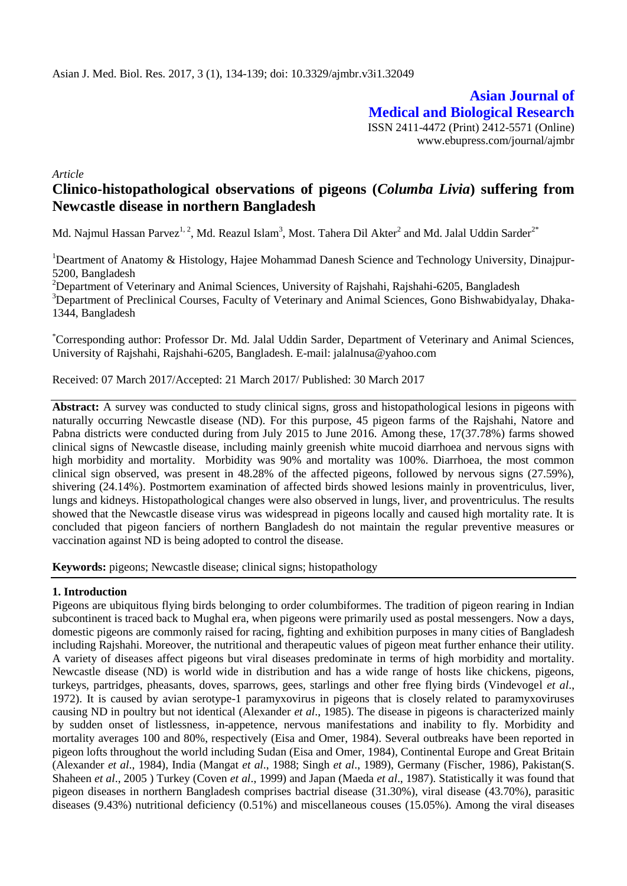Asian J. Med. Biol. Res. 2017, 3 (1), 134-139; doi: 10.3329/ajmbr.v3i1.32049

**Asian Journal of Medical and Biological Research**

ISSN 2411-4472 (Print) 2412-5571 (Online)
www.ebupress.com/journal/ajmbr

*Article*

# Clinico-histopathological observations of pigeons (*Columba Livia*) suffering from Newcastle disease in northern Bangladesh

Md. Najmul Hassan Parvez[1, 2], Md. Reazul Islam[3], Most. Tahera Dil Akter[2] and Md. Jalal Uddin Sarder[2*]

[1]Deartment of Anatomy & Histology, Hajee Mohammad Danesh Science and Technology University, Dinajpur-5200, Bangladesh

[2]Department of Veterinary and Animal Sciences, University of Rajshahi, Rajshahi-6205, Bangladesh

[3]Department of Preclinical Courses, Faculty of Veterinary and Animal Sciences, Gono Bishwabidyalay, Dhaka-1344, Bangladesh

[*]Corresponding author: Professor Dr. Md. Jalal Uddin Sarder, Department of Veterinary and Animal Sciences, University of Rajshahi, Rajshahi-6205, Bangladesh. E-mail: jalalnusa@yahoo.com

Received: 07 March 2017/Accepted: 21 March 2017/ Published: 30 March 2017

**Abstract:** A survey was conducted to study clinical signs, gross and histopathological lesions in pigeons with naturally occurring Newcastle disease (ND). For this purpose, 45 pigeon farms of the Rajshahi, Natore and Pabna districts were conducted during from July 2015 to June 2016. Among these, 17(37.78%) farms showed clinical signs of Newcastle disease, including mainly greenish white mucoid diarrhoea and nervous signs with high morbidity and mortality. Morbidity was 90% and mortality was 100%. Diarrhoea, the most common clinical sign observed, was present in 48.28% of the affected pigeons, followed by nervous signs (27.59%), shivering (24.14%). Postmortem examination of affected birds showed lesions mainly in proventriculus, liver, lungs and kidneys. Histopathological changes were also observed in lungs, liver, and proventriculus. The results showed that the Newcastle disease virus was widespread in pigeons locally and caused high mortality rate. It is concluded that pigeon fanciers of northern Bangladesh do not maintain the regular preventive measures or vaccination against ND is being adopted to control the disease.

**Keywords:** pigeons; Newcastle disease; clinical signs; histopathology

## 1. Introduction

Pigeons are ubiquitous flying birds belonging to order columbiformes. The tradition of pigeon rearing in Indian subcontinent is traced back to Mughal era, when pigeons were primarily used as postal messengers. Now a days, domestic pigeons are commonly raised for racing, fighting and exhibition purposes in many cities of Bangladesh including Rajshahi. Moreover, the nutritional and therapeutic values of pigeon meat further enhance their utility. A variety of diseases affect pigeons but viral diseases predominate in terms of high morbidity and mortality. Newcastle disease (ND) is world wide in distribution and has a wide range of hosts like chickens, pigeons, turkeys, partridges, pheasants, doves, sparrows, gees, starlings and other free flying birds (Vindevogel *et al*., 1972). It is caused by avian serotype-1 paramyxovirus in pigeons that is closely related to paramyxoviruses causing ND in poultry but not identical (Alexander *et al*., 1985). The disease in pigeons is characterized mainly by sudden onset of listlessness, in-appetence, nervous manifestations and inability to fly. Morbidity and mortality averages 100 and 80%, respectively (Eisa and Omer, 1984). Several outbreaks have been reported in pigeon lofts throughout the world including Sudan (Eisa and Omer, 1984), Continental Europe and Great Britain (Alexander *et al*., 1984), India (Mangat *et al*., 1988; Singh *et al*., 1989), Germany (Fischer, 1986), Pakistan(S. Shaheen *et al*., 2005 ) Turkey (Coven *et al*., 1999) and Japan (Maeda *et al*., 1987). Statistically it was found that pigeon diseases in northern Bangladesh comprises bactrial disease (31.30%), viral disease (43.70%), parasitic diseases (9.43%) nutritional deficiency (0.51%) and miscellaneous couses (15.05%). Among the viral diseases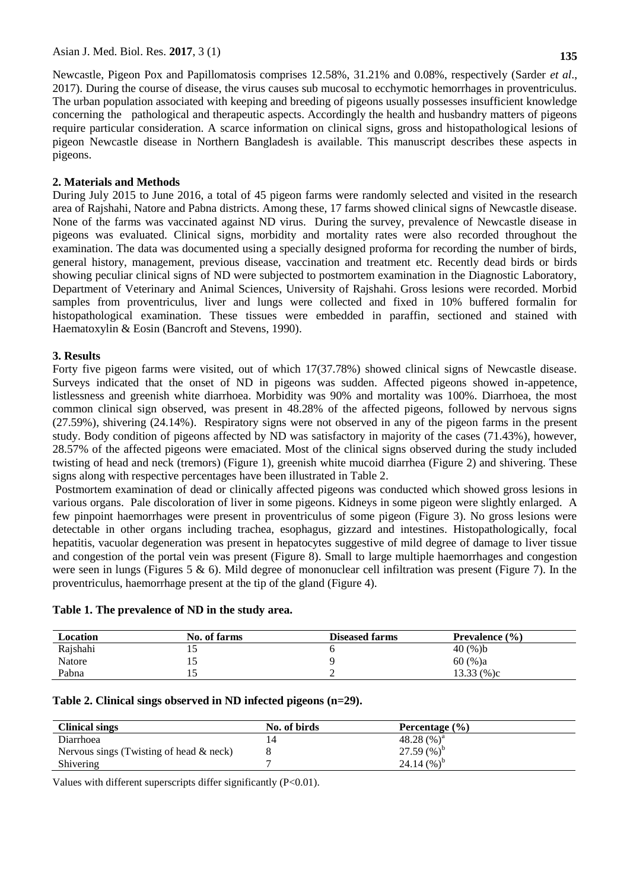Newcastle, Pigeon Pox and Papillomatosis comprises 12.58%, 31.21% and 0.08%, respectively (Sarder *et al*., 2017). During the course of disease, the virus causes sub mucosal to ecchymotic hemorrhages in proventriculus. The urban population associated with keeping and breeding of pigeons usually possesses insufficient knowledge concerning the pathological and therapeutic aspects. Accordingly the health and husbandry matters of pigeons require particular consideration. A scarce information on clinical signs, gross and histopathological lesions of pigeon Newcastle disease in Northern Bangladesh is available. This manuscript describes these aspects in pigeons.

## 2. Materials and Methods

During July 2015 to June 2016, a total of 45 pigeon farms were randomly selected and visited in the research area of Rajshahi, Natore and Pabna districts. Among these, 17 farms showed clinical signs of Newcastle disease. None of the farms was vaccinated against ND virus. During the survey, prevalence of Newcastle disease in pigeons was evaluated. Clinical signs, morbidity and mortality rates were also recorded throughout the examination. The data was documented using a specially designed proforma for recording the number of birds, general history, management, previous disease, vaccination and treatment etc. Recently dead birds or birds showing peculiar clinical signs of ND were subjected to postmortem examination in the Diagnostic Laboratory, Department of Veterinary and Animal Sciences, University of Rajshahi. Gross lesions were recorded. Morbid samples from proventriculus, liver and lungs were collected and fixed in 10% buffered formalin for histopathological examination. These tissues were embedded in paraffin, sectioned and stained with Haematoxylin & Eosin (Bancroft and Stevens, 1990).

## 3. Results

Forty five pigeon farms were visited, out of which 17(37.78%) showed clinical signs of Newcastle disease. Surveys indicated that the onset of ND in pigeons was sudden. Affected pigeons showed in-appetence, listlessness and greenish white diarrhoea. Morbidity was 90% and mortality was 100%. Diarrhoea, the most common clinical sign observed, was present in 48.28% of the affected pigeons, followed by nervous signs (27.59%), shivering (24.14%). Respiratory signs were not observed in any of the pigeon farms in the present study. Body condition of pigeons affected by ND was satisfactory in majority of the cases (71.43%), however, 28.57% of the affected pigeons were emaciated. Most of the clinical signs observed during the study included twisting of head and neck (tremors) (Figure 1), greenish white mucoid diarrhea (Figure 2) and shivering. These signs along with respective percentages have been illustrated in Table 2.

Postmortem examination of dead or clinically affected pigeons was conducted which showed gross lesions in various organs. Pale discoloration of liver in some pigeons. Kidneys in some pigeon were slightly enlarged. A few pinpoint haemorrhages were present in proventriculus of some pigeon (Figure 3). No gross lesions were detectable in other organs including trachea, esophagus, gizzard and intestines. Histopathologically, focal hepatitis, vacuolar degeneration was present in hepatocytes suggestive of mild degree of damage to liver tissue and congestion of the portal vein was present (Figure 8). Small to large multiple haemorrhages and congestion were seen in lungs (Figures 5 & 6). Mild degree of mononuclear cell infiltration was present (Figure 7). In the proventriculus, haemorrhage present at the tip of the gland (Figure 4).

**Table 1. The prevalence of ND in the study area.**

| Location | No. of farms | Diseased farms | Prevalence (%) |
|---|---|---|---|
| Rajshahi | 15 | 6 | 40 (%)b |
| Natore | 15 | 9 | 60 (%)a |
| Pabna | 15 | 2 | 13.33 (%)c |

**Table 2. Clinical sings observed in ND infected pigeons (n=29).**

| Clinical sings | No. of birds | Percentage (%) |
|---|---|---|
| Diarrhoea | 14 | 48.28 (%)[a] |
| Nervous sings (Twisting of head & neck) | 8 | 27.59 (%)[b] |
| Shivering | 7 | 24.14 (%)[b] |

Values with different superscripts differ significantly ($P<0.01$).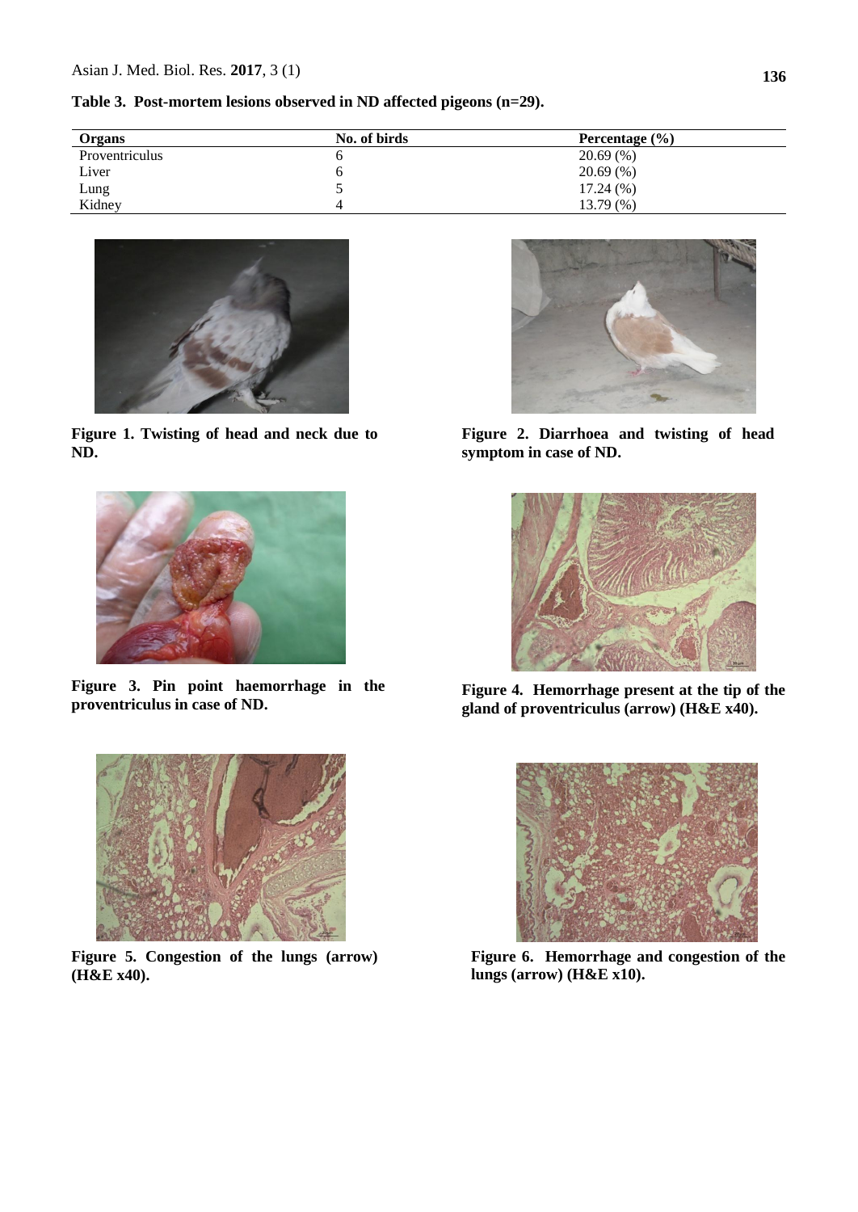**Table 3. Post-mortem lesions observed in ND affected pigeons (n=29).**

| Organs | No. of birds | Percentage (%) |
|---|---|---|
| Proventriculus | 6 | 20.69 (%) |
| Liver | 6 | 20.69 (%) |
| Lung | 5 | 17.24 (%) |
| Kidney | 4 | 13.79 (%) |

**Figure 1. Twisting of head and neck due to ND.**

**Figure 2. Diarrhoea and twisting of head symptom in case of ND.**

**Figure 3. Pin point haemorrhage in the proventriculus in case of ND.**

**Figure 4. Hemorrhage present at the tip of the gland of proventriculus (arrow) (H&E x40).**

**Figure 5. Congestion of the lungs (arrow) (H&E x40).**

**Figure 6. Hemorrhage and congestion of the lungs (arrow) (H&E x10).**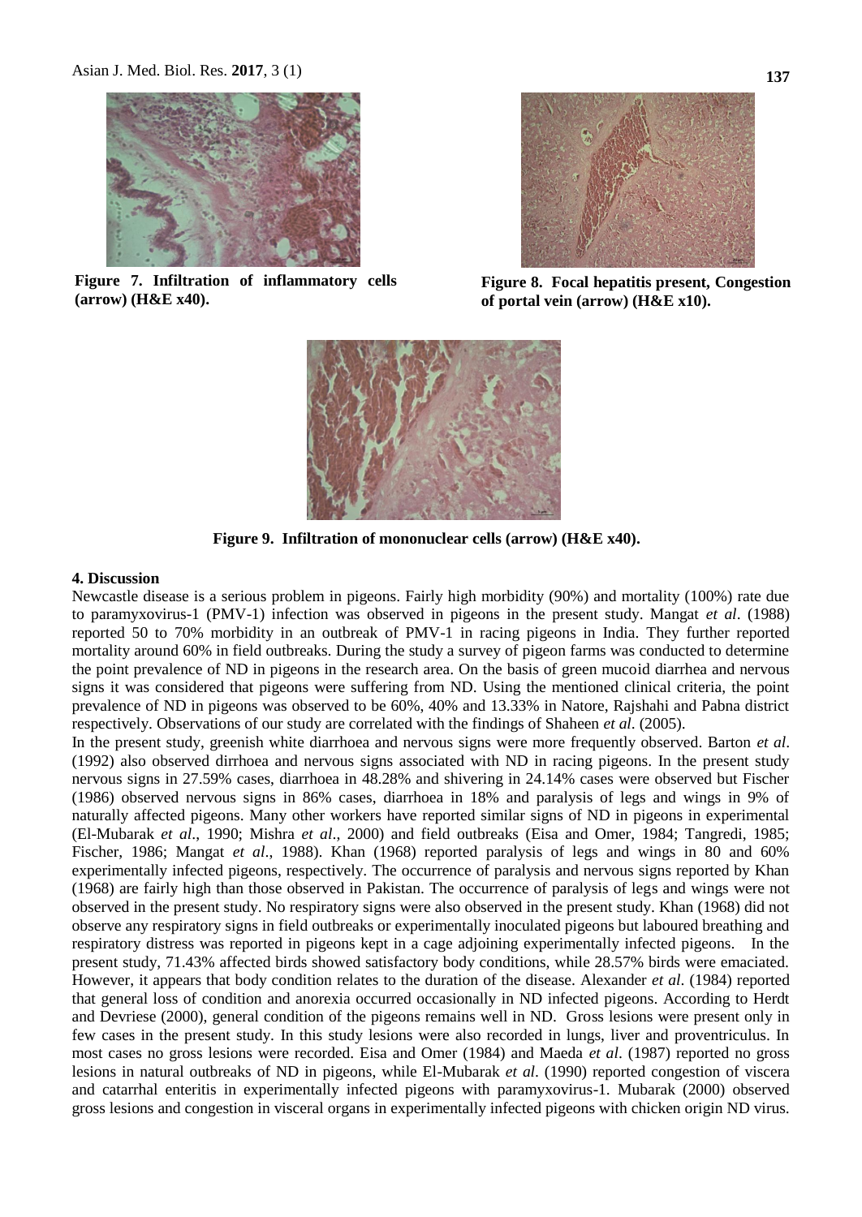**Figure 7. Infiltration of inflammatory cells (arrow) (H&E x40).**

**Figure 8. Focal hepatitis present, Congestion of portal vein (arrow) (H&E x10).**

**Figure 9. Infiltration of mononuclear cells (arrow) (H&E x40).**

## 4. Discussion

Newcastle disease is a serious problem in pigeons. Fairly high morbidity (90%) and mortality (100%) rate due to paramyxovirus-1 (PMV-1) infection was observed in pigeons in the present study. Mangat *et al*. (1988) reported 50 to 70% morbidity in an outbreak of PMV-1 in racing pigeons in India. They further reported mortality around 60% in field outbreaks. During the study a survey of pigeon farms was conducted to determine the point prevalence of ND in pigeons in the research area. On the basis of green mucoid diarrhea and nervous signs it was considered that pigeons were suffering from ND. Using the mentioned clinical criteria, the point prevalence of ND in pigeons was observed to be 60%, 40% and 13.33% in Natore, Rajshahi and Pabna district respectively. Observations of our study are correlated with the findings of Shaheen *et al*. (2005).

In the present study, greenish white diarrhoea and nervous signs were more frequently observed. Barton *et al*. (1992) also observed dirrhoea and nervous signs associated with ND in racing pigeons. In the present study nervous signs in 27.59% cases, diarrhoea in 48.28% and shivering in 24.14% cases were observed but Fischer (1986) observed nervous signs in 86% cases, diarrhoea in 18% and paralysis of legs and wings in 9% of naturally affected pigeons. Many other workers have reported similar signs of ND in pigeons in experimental (El-Mubarak *et al*., 1990; Mishra *et al*., 2000) and field outbreaks (Eisa and Omer, 1984; Tangredi, 1985; Fischer, 1986; Mangat *et al*., 1988). Khan (1968) reported paralysis of legs and wings in 80 and 60% experimentally infected pigeons, respectively. The occurrence of paralysis and nervous signs reported by Khan (1968) are fairly high than those observed in Pakistan. The occurrence of paralysis of legs and wings were not observed in the present study. No respiratory signs were also observed in the present study. Khan (1968) did not observe any respiratory signs in field outbreaks or experimentally inoculated pigeons but laboured breathing and respiratory distress was reported in pigeons kept in a cage adjoining experimentally infected pigeons. In the present study, 71.43% affected birds showed satisfactory body conditions, while 28.57% birds were emaciated. However, it appears that body condition relates to the duration of the disease. Alexander *et al*. (1984) reported that general loss of condition and anorexia occurred occasionally in ND infected pigeons. According to Herdt and Devriese (2000), general condition of the pigeons remains well in ND. Gross lesions were present only in few cases in the present study. In this study lesions were also recorded in lungs, liver and proventriculus. In most cases no gross lesions were recorded. Eisa and Omer (1984) and Maeda *et al*. (1987) reported no gross lesions in natural outbreaks of ND in pigeons, while El-Mubarak *et al*. (1990) reported congestion of viscera and catarrhal enteritis in experimentally infected pigeons with paramyxovirus-1. Mubarak (2000) observed gross lesions and congestion in visceral organs in experimentally infected pigeons with chicken origin ND virus.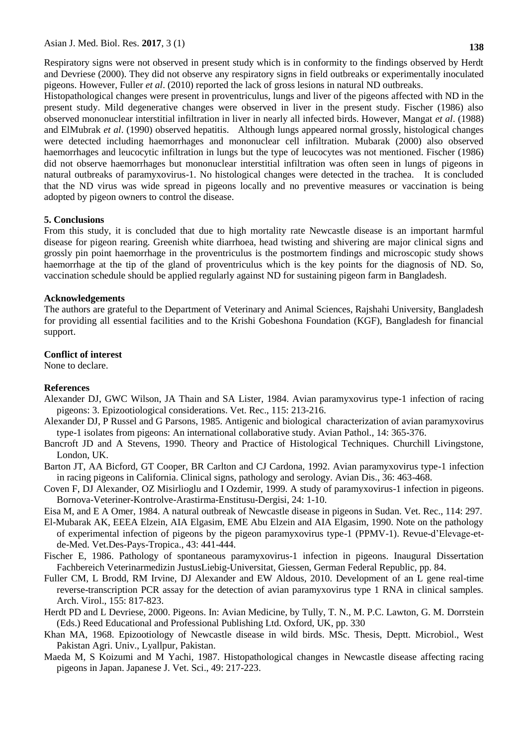Respiratory signs were not observed in present study which is in conformity to the findings observed by Herdt and Devriese (2000). They did not observe any respiratory signs in field outbreaks or experimentally inoculated pigeons. However, Fuller *et al*. (2010) reported the lack of gross lesions in natural ND outbreaks.

Histopathological changes were present in proventriculus, lungs and liver of the pigeons affected with ND in the present study. Mild degenerative changes were observed in liver in the present study. Fischer (1986) also observed mononuclear interstitial infiltration in liver in nearly all infected birds. However, Mangat *et al*. (1988) and ElMubrak *et al*. (1990) observed hepatitis. Although lungs appeared normal grossly, histological changes were detected including haemorrhages and mononuclear cell infiltration. Mubarak (2000) also observed haemorrhages and leucocytic infiltration in lungs but the type of leucocytes was not mentioned. Fischer (1986) did not observe haemorrhages but mononuclear interstitial infiltration was often seen in lungs of pigeons in natural outbreaks of paramyxovirus-1. No histological changes were detected in the trachea. It is concluded that the ND virus was wide spread in pigeons locally and no preventive measures or vaccination is being adopted by pigeon owners to control the disease.

## 5. Conclusions

From this study, it is concluded that due to high mortality rate Newcastle disease is an important harmful disease for pigeon rearing. Greenish white diarrhoea, head twisting and shivering are major clinical signs and grossly pin point haemorrhage in the proventriculus is the postmortem findings and microscopic study shows haemorrhage at the tip of the gland of proventriculus which is the key points for the diagnosis of ND. So, vaccination schedule should be applied regularly against ND for sustaining pigeon farm in Bangladesh.

## Acknowledgements

The authors are grateful to the Department of Veterinary and Animal Sciences, Rajshahi University, Bangladesh for providing all essential facilities and to the Krishi Gobeshona Foundation (KGF), Bangladesh for financial support.

## Conflict of interest

None to declare.

## References

Alexander DJ, GWC Wilson, JA Thain and SA Lister, 1984. Avian paramyxovirus type-1 infection of racing pigeons: 3. Epizootiological considerations. Vet. Rec., 115: 213-216.

Alexander DJ, P Russel and G Parsons, 1985. Antigenic and biological characterization of avian paramyxovirus type-1 isolates from pigeons: An international collaborative study. Avian Pathol., 14: 365-376.

Bancroft JD and A Stevens, 1990. Theory and Practice of Histological Techniques. Churchill Livingstone, London, UK.

Barton JT, AA Bicford, GT Cooper, BR Carlton and CJ Cardona, 1992. Avian paramyxovirus type-1 infection in racing pigeons in California. Clinical signs, pathology and serology. Avian Dis., 36: 463-468.

Coven F, DJ Alexander, OZ Misirlioglu and I Ozdemir, 1999. A study of paramyxovirus-1 infection in pigeons. Bornova-Veteriner-Kontrolve-Arastirma-Enstitusu-Dergisi, 24: 1-10.

Eisa M, and E A Omer, 1984. A natural outbreak of Newcastle disease in pigeons in Sudan. Vet. Rec., 114: 297.

El-Mubarak AK, EEEA Elzein, AIA Elgasim, EME Abu Elzein and AIA Elgasim, 1990. Note on the pathology of experimental infection of pigeons by the pigeon paramyxovirus type-1 (PPMV-1). Revue-d'Elevage-et-de-Med. Vet.Des-Pays-Tropica., 43: 441-444.

Fischer E, 1986. Pathology of spontaneous paramyxovirus-1 infection in pigeons. Inaugural Dissertation Fachbereich Veterinarmedizin JustusLiebig-Universitat, Giessen, German Federal Republic, pp. 84.

Fuller CM, L Brodd, RM Irvine, DJ Alexander and EW Aldous, 2010. Development of an L gene real-time reverse-transcription PCR assay for the detection of avian paramyxovirus type 1 RNA in clinical samples. Arch. Virol., 155: 817-823.

Herdt PD and L Devriese, 2000. Pigeons. In: Avian Medicine, by Tully, T. N., M. P.C. Lawton, G. M. Dorrstein (Eds.) Reed Educational and Professional Publishing Ltd. Oxford, UK, pp. 330

Khan MA, 1968. Epizootiology of Newcastle disease in wild birds. MSc. Thesis, Deptt. Microbiol., West Pakistan Agri. Univ., Lyallpur, Pakistan.

Maeda M, S Koizumi and M Yachi, 1987. Histopathological changes in Newcastle disease affecting racing pigeons in Japan. Japanese J. Vet. Sci., 49: 217-223.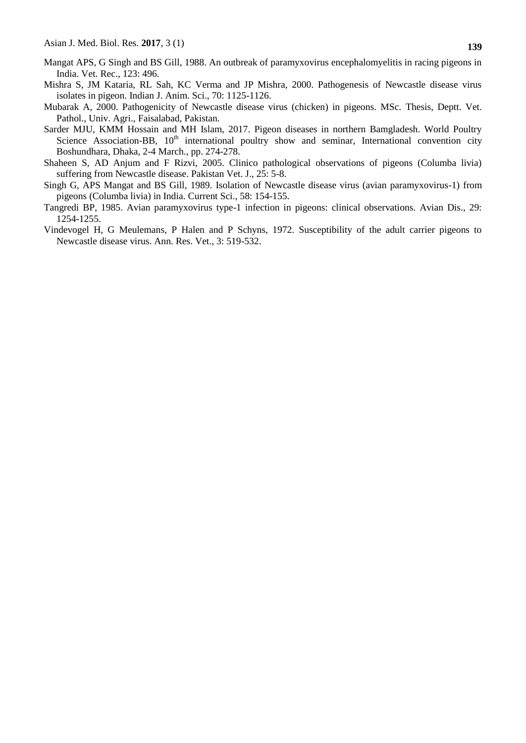Mangat APS, G Singh and BS Gill, 1988. An outbreak of paramyxovirus encephalomyelitis in racing pigeons in India. Vet. Rec., 123: 496.

Mishra S, JM Kataria, RL Sah, KC Verma and JP Mishra, 2000. Pathogenesis of Newcastle disease virus isolates in pigeon. Indian J. Anim. Sci., 70: 1125-1126.

Mubarak A, 2000. Pathogenicity of Newcastle disease virus (chicken) in pigeons. MSc. Thesis, Deptt. Vet. Pathol., Univ. Agri., Faisalabad, Pakistan.

Sarder MJU, KMM Hossain and MH Islam, 2017. Pigeon diseases in northern Bamgladesh. World Poultry Science Association-BB, 10th international poultry show and seminar, International convention city Boshundhara, Dhaka, 2-4 March., pp. 274-278.

Shaheen S, AD Anjum and F Rizvi, 2005. Clinico pathological observations of pigeons (Columba livia) suffering from Newcastle disease. Pakistan Vet. J., 25: 5-8.

Singh G, APS Mangat and BS Gill, 1989. Isolation of Newcastle disease virus (avian paramyxovirus-1) from pigeons (Columba livia) in India. Current Sci., 58: 154-155.

Tangredi BP, 1985. Avian paramyxovirus type-1 infection in pigeons: clinical observations. Avian Dis., 29: 1254-1255.

Vindevogel H, G Meulemans, P Halen and P Schyns, 1972. Susceptibility of the adult carrier pigeons to Newcastle disease virus. Ann. Res. Vet., 3: 519-532.